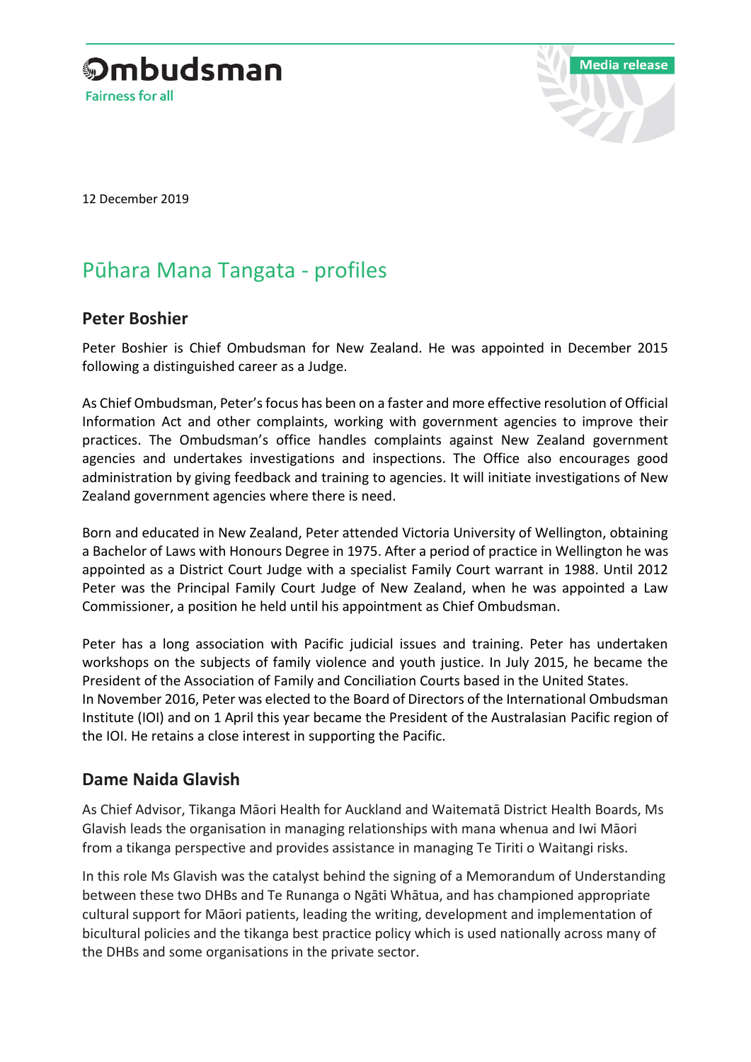Ombudsman

Fairness for all

Media release

12 December 2019

# Pūhara Mana Tangata - profiles

## Peter Boshier

Peter Boshier is Chief Ombudsman for New Zealand. He was appointed in December 2015 following a distinguished career as a Judge.

As Chief Ombudsman, Peter's focus has been on a faster and more effective resolution of Official Information Act and other complaints, working with government agencies to improve their practices. The Ombudsman's office handles complaints against New Zealand government agencies and undertakes investigations and inspections. The Office also encourages good administration by giving feedback and training to agencies. It will initiate investigations of New Zealand government agencies where there is need.

Born and educated in New Zealand, Peter attended Victoria University of Wellington, obtaining a Bachelor of Laws with Honours Degree in 1975. After a period of practice in Wellington he was appointed as a District Court Judge with a specialist Family Court warrant in 1988. Until 2012 Peter was the Principal Family Court Judge of New Zealand, when he was appointed a Law Commissioner, a position he held until his appointment as Chief Ombudsman.

Peter has a long association with Pacific judicial issues and training. Peter has undertaken workshops on the subjects of family violence and youth justice. In July 2015, he became the President of the Association of Family and Conciliation Courts based in the United States. In November 2016, Peter was elected to the Board of Directors of the International Ombudsman Institute (IOI) and on 1 April this year became the President of the Australasian Pacific region of the IOI. He retains a close interest in supporting the Pacific.

## Dame Naida Glavish

As Chief Advisor, Tikanga Māori Health for Auckland and Waitematā District Health Boards, Ms Glavish leads the organisation in managing relationships with mana whenua and Iwi Māori from a tikanga perspective and provides assistance in managing Te Tiriti o Waitangi risks.

In this role Ms Glavish was the catalyst behind the signing of a Memorandum of Understanding between these two DHBs and Te Runanga o Ngāti Whātua, and has championed appropriate cultural support for Māori patients, leading the writing, development and implementation of bicultural policies and the tikanga best practice policy which is used nationally across many of the DHBs and some organisations in the private sector.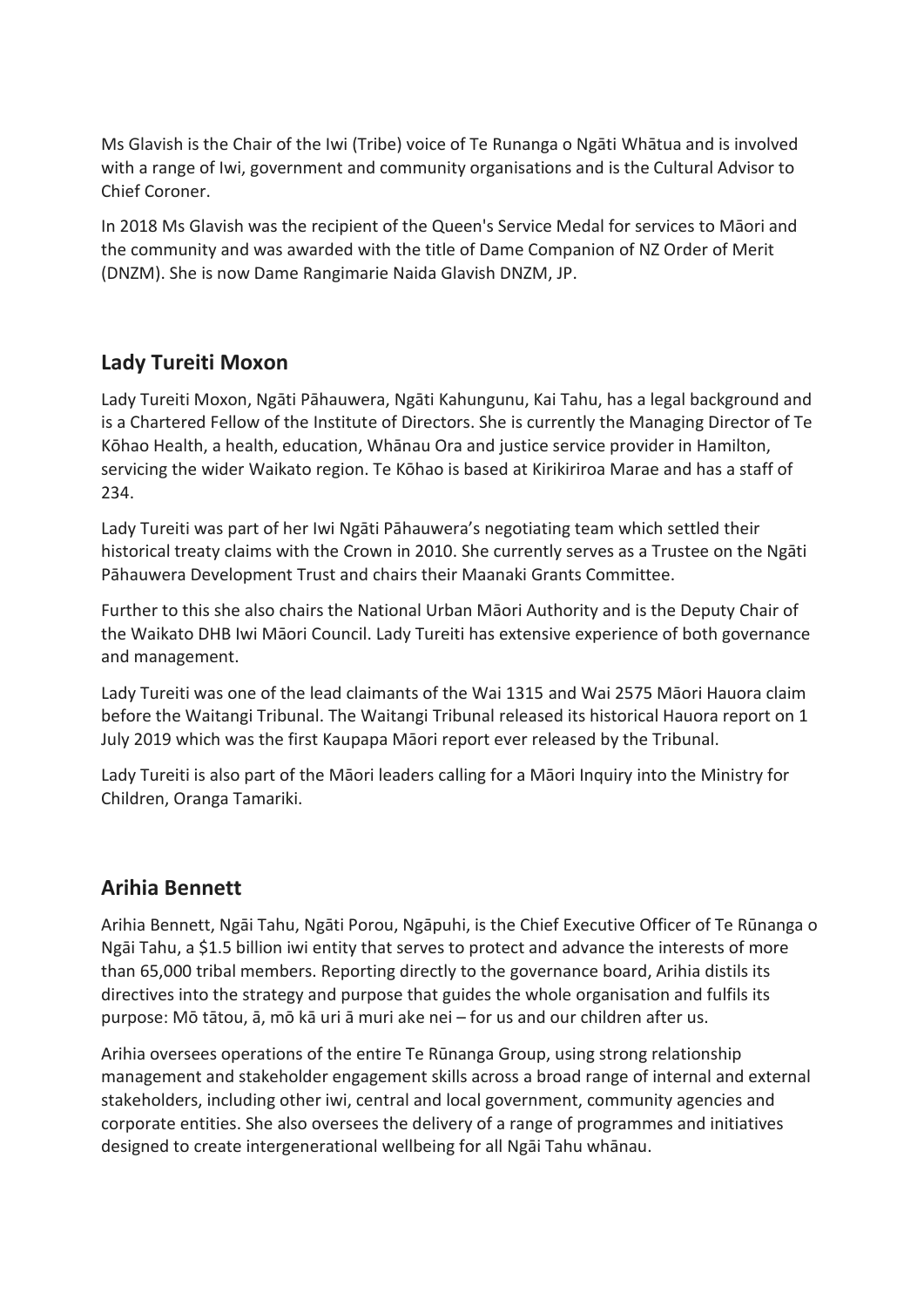Ms Glavish is the Chair of the Iwi (Tribe) voice of Te Runanga o Ngāti Whātua and is involved with a range of Iwi, government and community organisations and is the Cultural Advisor to Chief Coroner.

In 2018 Ms Glavish was the recipient of the Queen's Service Medal for services to Māori and the community and was awarded with the title of Dame Companion of NZ Order of Merit (DNZM). She is now Dame Rangimarie Naida Glavish DNZM, JP.

## Lady Tureiti Moxon

Lady Tureiti Moxon, Ngāti Pāhauwera, Ngāti Kahungunu, Kai Tahu, has a legal background and is a Chartered Fellow of the Institute of Directors. She is currently the Managing Director of Te Kōhao Health, a health, education, Whānau Ora and justice service provider in Hamilton, servicing the wider Waikato region. Te Kōhao is based at Kirikiriroa Marae and has a staff of 234.

Lady Tureiti was part of her Iwi Ngāti Pāhauwera's negotiating team which settled their historical treaty claims with the Crown in 2010. She currently serves as a Trustee on the Ngāti Pāhauwera Development Trust and chairs their Maanaki Grants Committee.

Further to this she also chairs the National Urban Māori Authority and is the Deputy Chair of the Waikato DHB Iwi Māori Council. Lady Tureiti has extensive experience of both governance and management.

Lady Tureiti was one of the lead claimants of the Wai 1315 and Wai 2575 Māori Hauora claim before the Waitangi Tribunal. The Waitangi Tribunal released its historical Hauora report on 1 July 2019 which was the first Kaupapa Māori report ever released by the Tribunal.

Lady Tureiti is also part of the Māori leaders calling for a Māori Inquiry into the Ministry for Children, Oranga Tamariki.

## Arihia Bennett

Arihia Bennett, Ngāi Tahu, Ngāti Porou, Ngāpuhi, is the Chief Executive Officer of Te Rūnanga o Ngāi Tahu, a $1.5 billion iwi entity that serves to protect and advance the interests of more than 65,000 tribal members. Reporting directly to the governance board, Arihia distils its directives into the strategy and purpose that guides the whole organisation and fulfils its purpose: Mō tātou, ā, mō kā uri ā muri ake nei – for us and our children after us.

Arihia oversees operations of the entire Te Rūnanga Group, using strong relationship management and stakeholder engagement skills across a broad range of internal and external stakeholders, including other iwi, central and local government, community agencies and corporate entities. She also oversees the delivery of a range of programmes and initiatives designed to create intergenerational wellbeing for all Ngāi Tahu whānau.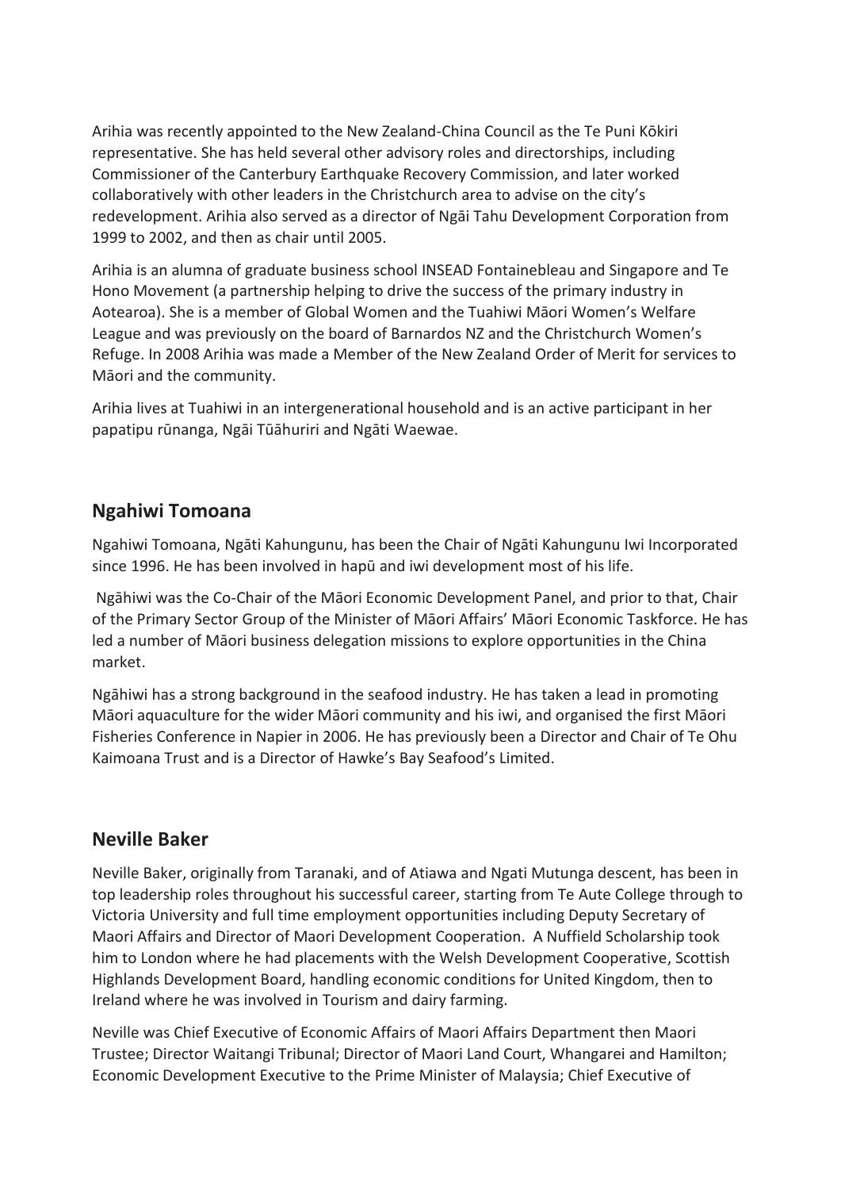Arihia was recently appointed to the New Zealand-China Council as the Te Puni Kōkiri representative. She has held several other advisory roles and directorships, including Commissioner of the Canterbury Earthquake Recovery Commission, and later worked collaboratively with other leaders in the Christchurch area to advise on the city's redevelopment. Arihia also served as a director of Ngāi Tahu Development Corporation from 1999 to 2002, and then as chair until 2005.

Arihia is an alumna of graduate business school INSEAD Fontainebleau and Singapore and Te Hono Movement (a partnership helping to drive the success of the primary industry in Aotearoa). She is a member of Global Women and the Tuahiwi Māori Women's Welfare League and was previously on the board of Barnardos NZ and the Christchurch Women's Refuge. In 2008 Arihia was made a Member of the New Zealand Order of Merit for services to Māori and the community.

Arihia lives at Tuahiwi in an intergenerational household and is an active participant in her papatipu rūnanga, Ngāi Tūāhuriri and Ngāti Waewae.

## Ngahiwi Tomoana

Ngahiwi Tomoana, Ngāti Kahungunu, has been the Chair of Ngāti Kahungunu Iwi Incorporated since 1996. He has been involved in hapū and iwi development most of his life.

Ngāhiwi was the Co-Chair of the Māori Economic Development Panel, and prior to that, Chair of the Primary Sector Group of the Minister of Māori Affairs' Māori Economic Taskforce. He has led a number of Māori business delegation missions to explore opportunities in the China market.

Ngāhiwi has a strong background in the seafood industry. He has taken a lead in promoting Māori aquaculture for the wider Māori community and his iwi, and organised the first Māori Fisheries Conference in Napier in 2006. He has previously been a Director and Chair of Te Ohu Kaimoana Trust and is a Director of Hawke's Bay Seafood's Limited.

## Neville Baker

Neville Baker, originally from Taranaki, and of Atiawa and Ngati Mutunga descent, has been in top leadership roles throughout his successful career, starting from Te Aute College through to Victoria University and full time employment opportunities including Deputy Secretary of Maori Affairs and Director of Maori Development Cooperation. A Nuffield Scholarship took him to London where he had placements with the Welsh Development Cooperative, Scottish Highlands Development Board, handling economic conditions for United Kingdom, then to Ireland where he was involved in Tourism and dairy farming.

Neville was Chief Executive of Economic Affairs of Maori Affairs Department then Maori Trustee; Director Waitangi Tribunal; Director of Maori Land Court, Whangarei and Hamilton; Economic Development Executive to the Prime Minister of Malaysia; Chief Executive of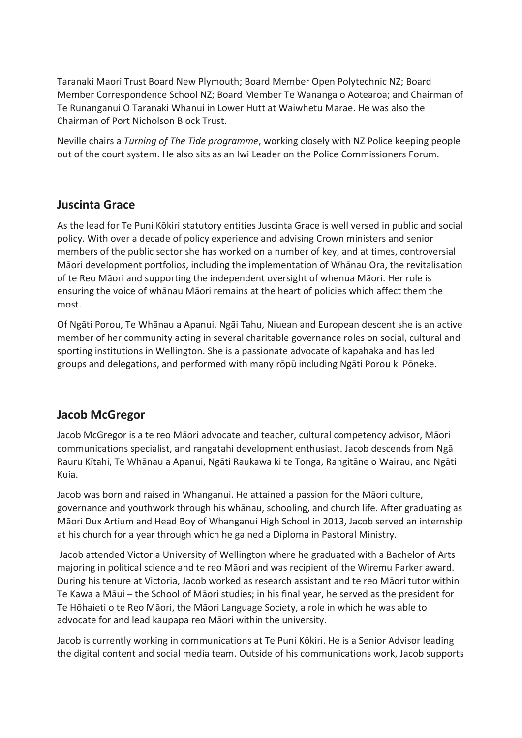Taranaki Maori Trust Board New Plymouth; Board Member Open Polytechnic NZ; Board Member Correspondence School NZ; Board Member Te Wananga o Aotearoa; and Chairman of Te Runanganui O Taranaki Whanui in Lower Hutt at Waiwhetu Marae. He was also the Chairman of Port Nicholson Block Trust.

Neville chairs a *Turning of The Tide programme*, working closely with NZ Police keeping people out of the court system. He also sits as an Iwi Leader on the Police Commissioners Forum.

## Juscinta Grace

As the lead for Te Puni Kōkiri statutory entities Juscinta Grace is well versed in public and social policy. With over a decade of policy experience and advising Crown ministers and senior members of the public sector she has worked on a number of key, and at times, controversial Māori development portfolios, including the implementation of Whānau Ora, the revitalisation of te Reo Māori and supporting the independent oversight of whenua Māori. Her role is ensuring the voice of whānau Māori remains at the heart of policies which affect them the most.

Of Ngāti Porou, Te Whānau a Apanui, Ngāi Tahu, Niuean and European descent she is an active member of her community acting in several charitable governance roles on social, cultural and sporting institutions in Wellington. She is a passionate advocate of kapahaka and has led groups and delegations, and performed with many rōpū including Ngāti Porou ki Pōneke.

## Jacob McGregor

Jacob McGregor is a te reo Māori advocate and teacher, cultural competency advisor, Māori communications specialist, and rangatahi development enthusiast. Jacob descends from Ngā Rauru Kītahi, Te Whānau a Apanui, Ngāti Raukawa ki te Tonga, Rangitāne o Wairau, and Ngāti Kuia.

Jacob was born and raised in Whanganui. He attained a passion for the Māori culture, governance and youthwork through his whānau, schooling, and church life. After graduating as Māori Dux Artium and Head Boy of Whanganui High School in 2013, Jacob served an internship at his church for a year through which he gained a Diploma in Pastoral Ministry.

Jacob attended Victoria University of Wellington where he graduated with a Bachelor of Arts majoring in political science and te reo Māori and was recipient of the Wiremu Parker award. During his tenure at Victoria, Jacob worked as research assistant and te reo Māori tutor within Te Kawa a Māui – the School of Māori studies; in his final year, he served as the president for Te Hōhaieti o te Reo Māori, the Māori Language Society, a role in which he was able to advocate for and lead kaupapa reo Māori within the university.

Jacob is currently working in communications at Te Puni Kōkiri. He is a Senior Advisor leading the digital content and social media team. Outside of his communications work, Jacob supports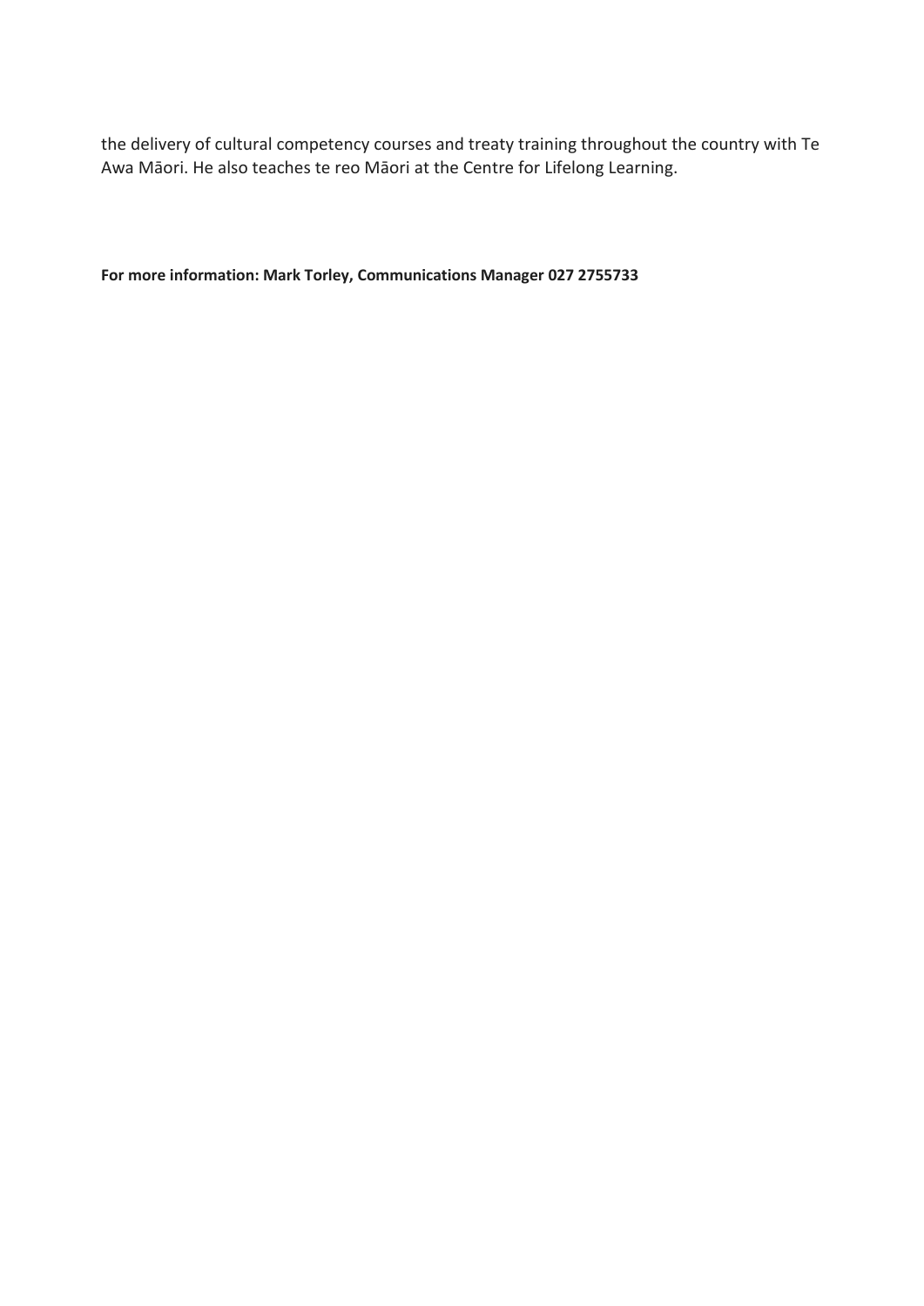the delivery of cultural competency courses and treaty training throughout the country with Te Awa Māori. He also teaches te reo Māori at the Centre for Lifelong Learning.

**For more information: Mark Torley, Communications Manager 027 2755733**